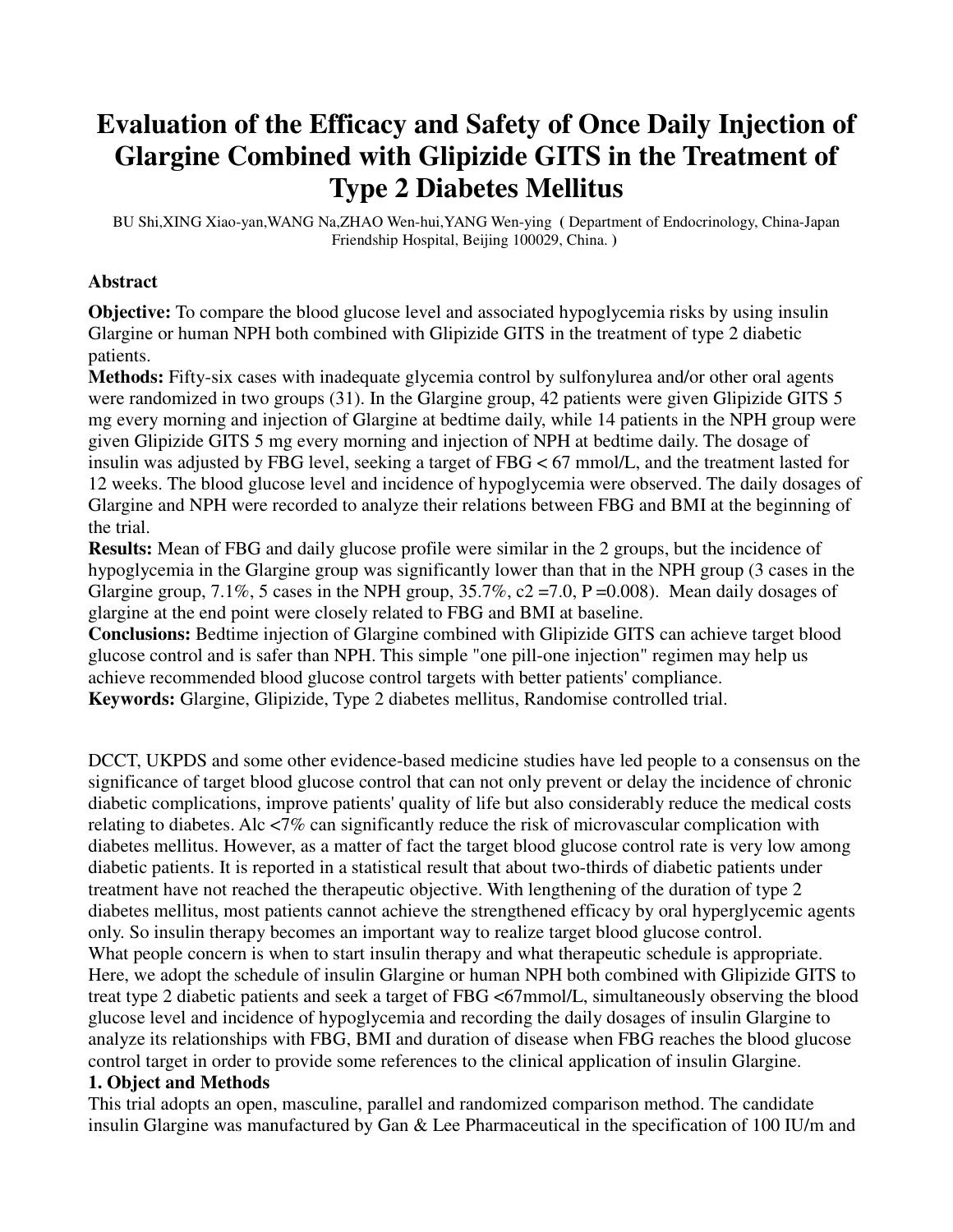# Evaluation of the Efficacy and Safety of Once Daily Injection of Glargine Combined with Glipizide GITS in the Treatment of Type 2 Diabetes Mellitus

BU Shi,XING Xiao-yan,WANG Na,ZHAO Wen-hui,YANG Wen-ying ( Department of Endocrinology, China-Japan Friendship Hospital, Beijing 100029, China. )

### Abstract

**Objective:** To compare the blood glucose level and associated hypoglycemia risks by using insulin Glargine or human NPH both combined with Glipizide GITS in the treatment of type 2 diabetic patients.

**Methods:** Fifty-six cases with inadequate glycemia control by sulfonylurea and/or other oral agents were randomized in two groups (31). In the Glargine group, 42 patients were given Glipizide GITS 5 mg every morning and injection of Glargine at bedtime daily, while 14 patients in the NPH group were given Glipizide GITS 5 mg every morning and injection of NPH at bedtime daily. The dosage of insulin was adjusted by FBG level, seeking a target of FBG < 67 mmol/L, and the treatment lasted for 12 weeks. The blood glucose level and incidence of hypoglycemia were observed. The daily dosages of Glargine and NPH were recorded to analyze their relations between FBG and BMI at the beginning of the trial.

**Results:** Mean of FBG and daily glucose profile were similar in the 2 groups, but the incidence of hypoglycemia in the Glargine group was significantly lower than that in the NPH group (3 cases in the Glargine group, 7.1%, 5 cases in the NPH group, 35.7%, c2 =7.0, P =0.008). Mean daily dosages of glargine at the end point were closely related to FBG and BMI at baseline.

**Conclusions:** Bedtime injection of Glargine combined with Glipizide GITS can achieve target blood glucose control and is safer than NPH. This simple "one pill-one injection" regimen may help us achieve recommended blood glucose control targets with better patients' compliance.

**Keywords:** Glargine, Glipizide, Type 2 diabetes mellitus, Randomise controlled trial.

DCCT, UKPDS and some other evidence-based medicine studies have led people to a consensus on the significance of target blood glucose control that can not only prevent or delay the incidence of chronic diabetic complications, improve patients' quality of life but also considerably reduce the medical costs relating to diabetes. Alc <7% can significantly reduce the risk of microvascular complication with diabetes mellitus. However, as a matter of fact the target blood glucose control rate is very low among diabetic patients. It is reported in a statistical result that about two-thirds of diabetic patients under treatment have not reached the therapeutic objective. With lengthening of the duration of type 2 diabetes mellitus, most patients cannot achieve the strengthened efficacy by oral hyperglycemic agents only. So insulin therapy becomes an important way to realize target blood glucose control.

What people concern is when to start insulin therapy and what therapeutic schedule is appropriate. Here, we adopt the schedule of insulin Glargine or human NPH both combined with Glipizide GITS to treat type 2 diabetic patients and seek a target of FBG <67mmol/L, simultaneously observing the blood glucose level and incidence of hypoglycemia and recording the daily dosages of insulin Glargine to analyze its relationships with FBG, BMI and duration of disease when FBG reaches the blood glucose control target in order to provide some references to the clinical application of insulin Glargine.

### 1. Object and Methods

This trial adopts an open, masculine, parallel and randomized comparison method. The candidate insulin Glargine was manufactured by Gan & Lee Pharmaceutical in the specification of 100 IU/m and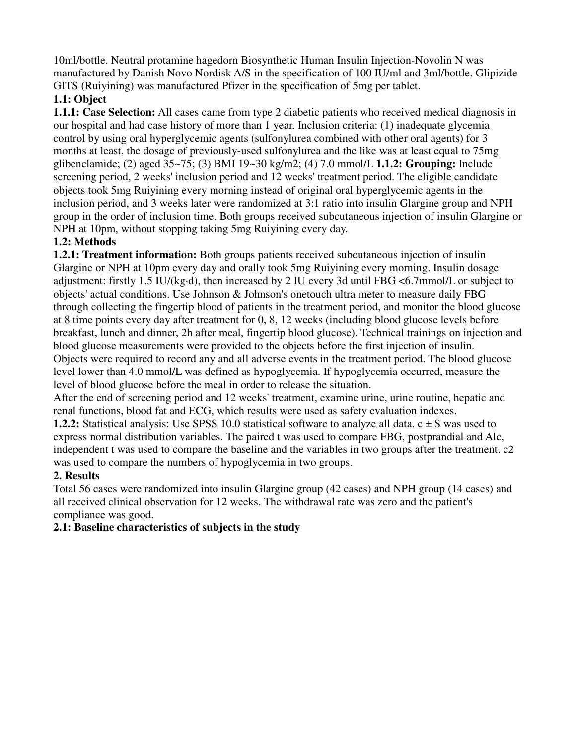10ml/bottle. Neutral protamine hagedorn Biosynthetic Human Insulin Injection-Novolin N was manufactured by Danish Novo Nordisk A/S in the specification of 100 IU/ml and 3ml/bottle. Glipizide GITS (Ruiyining) was manufactured Pfizer in the specification of 5mg per tablet.

**1.1: Object**

**1.1.1: Case Selection:** All cases came from type 2 diabetic patients who received medical diagnosis in our hospital and had case history of more than 1 year. Inclusion criteria: (1) inadequate glycemia control by using oral hyperglycemic agents (sulfonylurea combined with other oral agents) for 3 months at least, the dosage of previously-used sulfonylurea and the like was at least equal to 75mg glibenclamide; (2) aged 35~75; (3) BMI 19~30 kg/m2; (4) 7.0 mmol/L **1.1.2: Grouping:** Include screening period, 2 weeks' inclusion period and 12 weeks' treatment period. The eligible candidate objects took 5mg Ruiyining every morning instead of original oral hyperglycemic agents in the inclusion period, and 3 weeks later were randomized at 3:1 ratio into insulin Glargine group and NPH group in the order of inclusion time. Both groups received subcutaneous injection of insulin Glargine or NPH at 10pm, without stopping taking 5mg Ruiyining every day.

**1.2: Methods**

**1.2.1: Treatment information:** Both groups patients received subcutaneous injection of insulin Glargine or NPH at 10pm every day and orally took 5mg Ruiyining every morning. Insulin dosage adjustment: firstly 1.5 IU/(kg·d), then increased by 2 IU every 3d until FBG <6.7mmol/L or subject to objects' actual conditions. Use Johnson & Johnson's onetouch ultra meter to measure daily FBG through collecting the fingertip blood of patients in the treatment period, and monitor the blood glucose at 8 time points every day after treatment for 0, 8, 12 weeks (including blood glucose levels before breakfast, lunch and dinner, 2h after meal, fingertip blood glucose). Technical trainings on injection and blood glucose measurements were provided to the objects before the first injection of insulin.

Objects were required to record any and all adverse events in the treatment period. The blood glucose level lower than 4.0 mmol/L was defined as hypoglycemia. If hypoglycemia occurred, measure the level of blood glucose before the meal in order to release the situation.

After the end of screening period and 12 weeks' treatment, examine urine, urine routine, hepatic and renal functions, blood fat and ECG, which results were used as safety evaluation indexes.

**1.2.2:** Statistical analysis: Use SPSS 10.0 statistical software to analyze all data. c ± S was used to express normal distribution variables. The paired t was used to compare FBG, postprandial and Alc, independent t was used to compare the baseline and the variables in two groups after the treatment. c2 was used to compare the numbers of hypoglycemia in two groups.

**2. Results**

Total 56 cases were randomized into insulin Glargine group (42 cases) and NPH group (14 cases) and all received clinical observation for 12 weeks. The withdrawal rate was zero and the patient's compliance was good.

**2.1: Baseline characteristics of subjects in the study**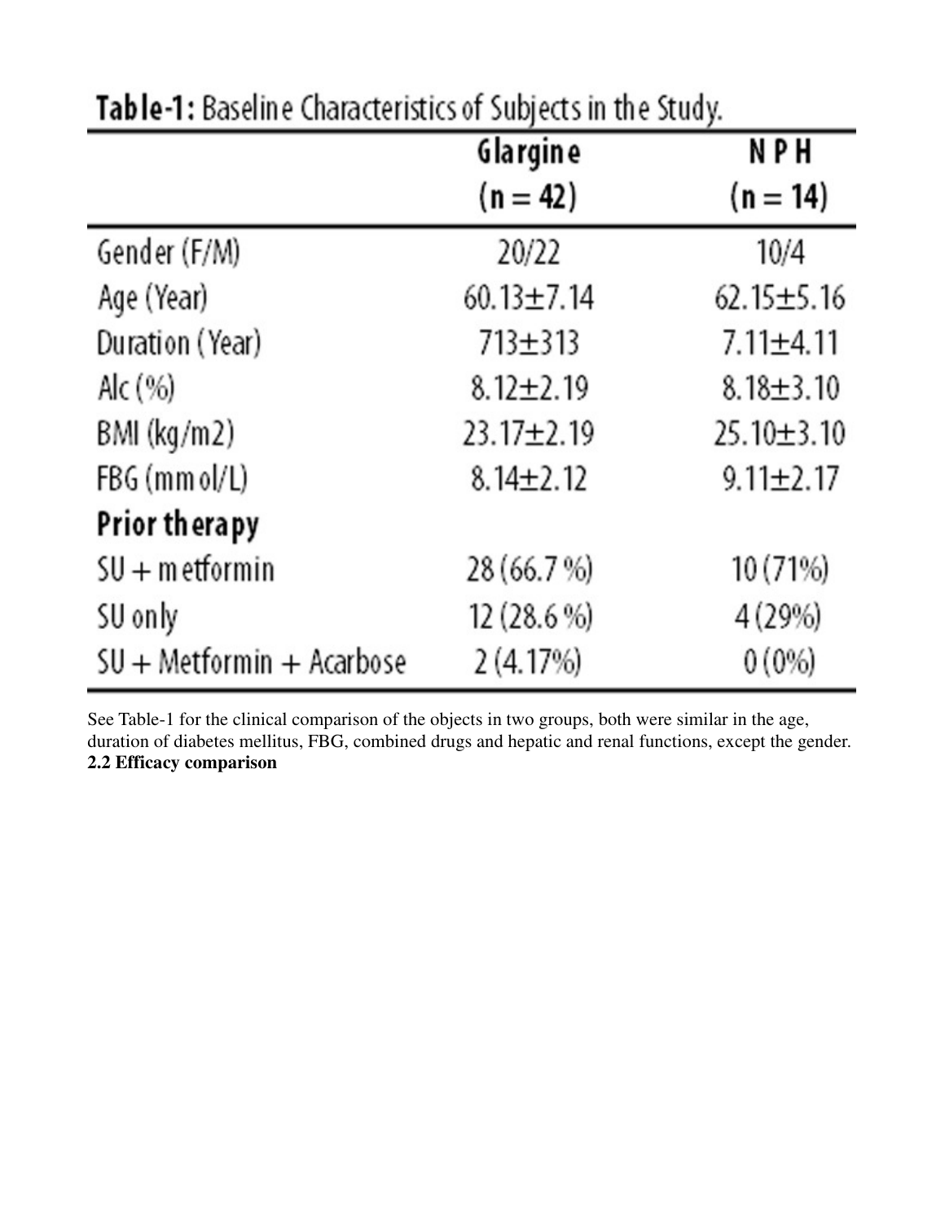**Table-1:** Baseline Characteristics of Subjects in the Study.

| | Glargine (n = 42) | NPH (n = 14) |
|---|---|---|
| Gender (F/M) | 20/22 | 10/4 |
| Age (Year) | 60.13±7.14 | 62.15±5.16 |
| Duration (Year) | 713±313 | 7.11±4.11 |
| Alc (%) | 8.12±2.19 | 8.18±3.10 |
| BMI (kg/m2) | 23.17±2.19 | 25.10±3.10 |
| FBG (mmol/L) | 8.14±2.12 | 9.11±2.17 |
| **Prior therapy** | | |
| SU + metformin | 28 (66.7 %) | 10 (71%) |
| SU only | 12 (28.6 %) | 4 (29%) |
| SU + Metformin + Acarbose | 2 (4.17%) | 0 (0%) |

See Table-1 for the clinical comparison of the objects in two groups, both were similar in the age, duration of diabetes mellitus, FBG, combined drugs and hepatic and renal functions, except the gender.

**2.2 Efficacy comparison**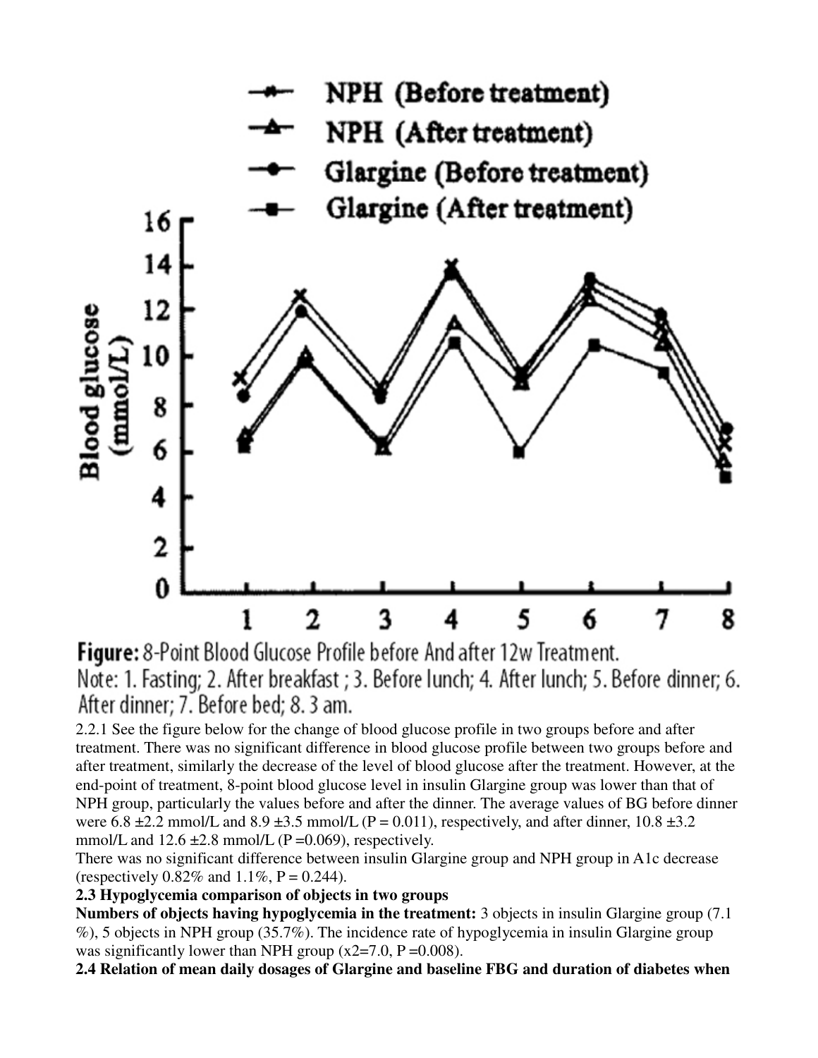**Figure:** 8-Point Blood Glucose Profile before And after 12w Treatment.

Note: 1. Fasting; 2. After breakfast ; 3. Before lunch; 4. After lunch; 5. Before dinner; 6. After dinner; 7. Before bed; 8. 3 am.

2.2.1 See the figure below for the change of blood glucose profile in two groups before and after treatment. There was no significant difference in blood glucose profile between two groups before and after treatment, similarly the decrease of the level of blood glucose after the treatment. However, at the end-point of treatment, 8-point blood glucose level in insulin Glargine group was lower than that of NPH group, particularly the values before and after the dinner. The average values of BG before dinner were 6.8 ±2.2 mmol/L and 8.9 ±3.5 mmol/L ($P = 0.011$), respectively, and after dinner, 10.8 ±3.2 mmol/L and 12.6 ±2.8 mmol/L ($P = 0.069$), respectively.

There was no significant difference between insulin Glargine group and NPH group in A1c decrease (respectively 0.82% and 1.1%, $P = 0.244$).

**2.3 Hypoglycemia comparison of objects in two groups**

**Numbers of objects having hypoglycemia in the treatment:** 3 objects in insulin Glargine group (7.1 %), 5 objects in NPH group (35.7%). The incidence rate of hypoglycemia in insulin Glargine group was significantly lower than NPH group ($x2=7.0$, $P = 0.008$).

**2.4 Relation of mean daily dosages of Glargine and baseline FBG and duration of diabetes when**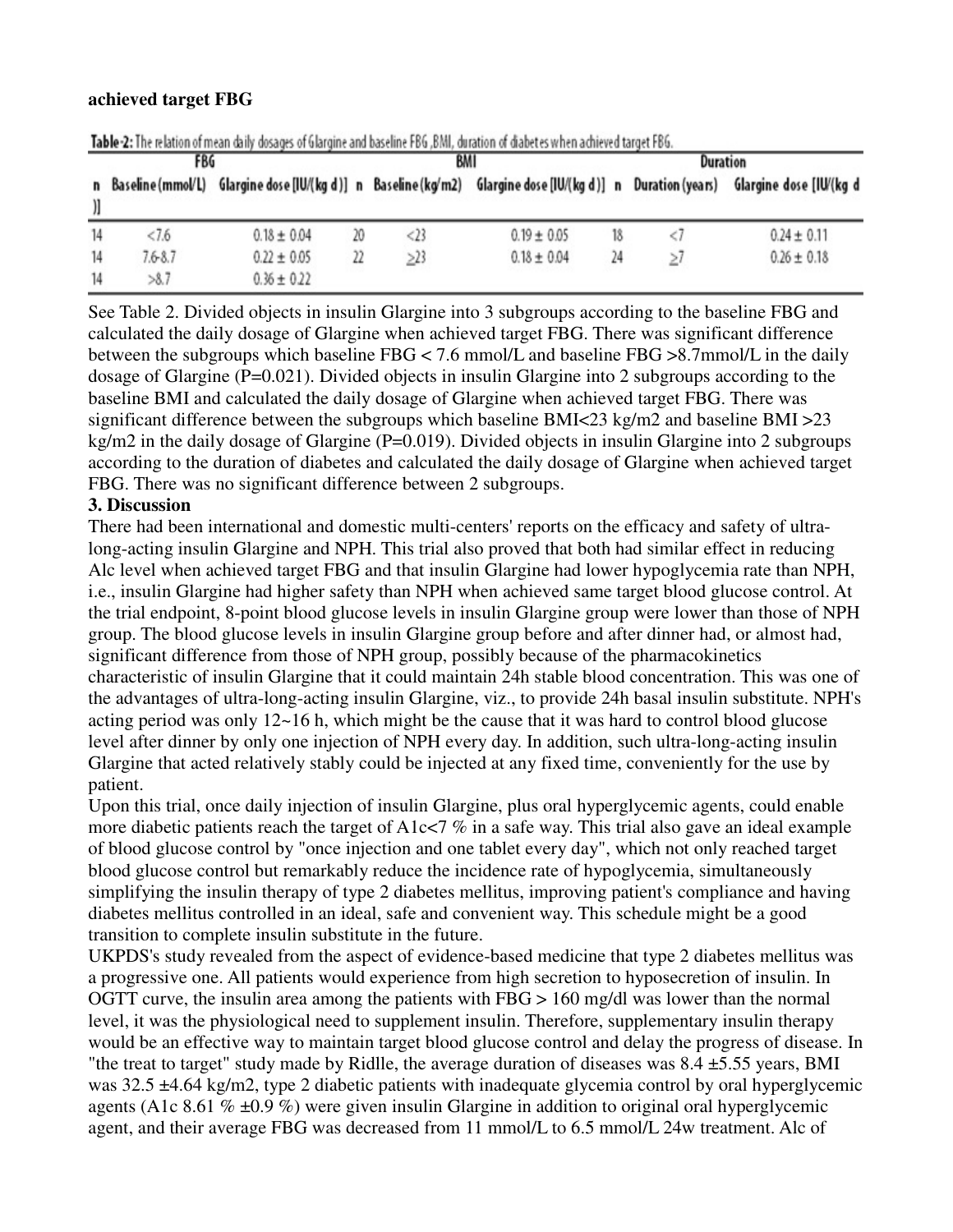**achieved target FBG**

Table-2: The relation of mean daily dosages of Glargine and baseline FBG ,BMI, duration of diabetes when achieved target FBG.

| FBG | | | BMI | | | Duration | | |
|---|---|---|---|---|---|---|---|---|
| n | Baseline (mmol/L) | Glargine dose [IU/(kg d)] | n | Baseline (kg/m2) | Glargine dose [IU/(kg d)] | n | Duration (years) | Glargine dose [IU/(kg d)] |
| 14 | <7.6 | 0.18 ± 0.04 | 20 | <23 | 0.19 ± 0.05 | 18 | <7 | 0.24 ± 0.11 |
| 14 | 7.6-8.7 | 0.22 ± 0.05 | 22 | ≥23 | 0.18 ± 0.04 | 24 | ≥7 | 0.26 ± 0.18 |
| 14 | >8.7 | 0.36 ± 0.22 | | | | | | |

See Table 2. Divided objects in insulin Glargine into 3 subgroups according to the baseline FBG and calculated the daily dosage of Glargine when achieved target FBG. There was significant difference between the subgroups which baseline FBG < 7.6 mmol/L and baseline FBG >8.7mmol/L in the daily dosage of Glargine (P=0.021). Divided objects in insulin Glargine into 2 subgroups according to the baseline BMI and calculated the daily dosage of Glargine when achieved target FBG. There was significant difference between the subgroups which baseline BMI<23 kg/m2 and baseline BMI >23 kg/m2 in the daily dosage of Glargine (P=0.019). Divided objects in insulin Glargine into 2 subgroups according to the duration of diabetes and calculated the daily dosage of Glargine when achieved target FBG. There was no significant difference between 2 subgroups.

## 3. Discussion

There had been international and domestic multi-centers' reports on the efficacy and safety of ultra-long-acting insulin Glargine and NPH. This trial also proved that both had similar effect in reducing Alc level when achieved target FBG and that insulin Glargine had lower hypoglycemia rate than NPH, i.e., insulin Glargine had higher safety than NPH when achieved same target blood glucose control. At the trial endpoint, 8-point blood glucose levels in insulin Glargine group were lower than those of NPH group. The blood glucose levels in insulin Glargine group before and after dinner had, or almost had, significant difference from those of NPH group, possibly because of the pharmacokinetics characteristic of insulin Glargine that it could maintain 24h stable blood concentration. This was one of the advantages of ultra-long-acting insulin Glargine, viz., to provide 24h basal insulin substitute. NPH's acting period was only 12~16 h, which might be the cause that it was hard to control blood glucose level after dinner by only one injection of NPH every day. In addition, such ultra-long-acting insulin Glargine that acted relatively stably could be injected at any fixed time, conveniently for the use by patient.

Upon this trial, once daily injection of insulin Glargine, plus oral hyperglycemic agents, could enable more diabetic patients reach the target of A1c<7 % in a safe way. This trial also gave an ideal example of blood glucose control by "once injection and one tablet every day", which not only reached target blood glucose control but remarkably reduce the incidence rate of hypoglycemia, simultaneously simplifying the insulin therapy of type 2 diabetes mellitus, improving patient's compliance and having diabetes mellitus controlled in an ideal, safe and convenient way. This schedule might be a good transition to complete insulin substitute in the future.

UKPDS's study revealed from the aspect of evidence-based medicine that type 2 diabetes mellitus was a progressive one. All patients would experience from high secretion to hyposecretion of insulin. In OGTT curve, the insulin area among the patients with FBG > 160 mg/dl was lower than the normal level, it was the physiological need to supplement insulin. Therefore, supplementary insulin therapy would be an effective way to maintain target blood glucose control and delay the progress of disease. In "the treat to target" study made by Ridlle, the average duration of diseases was 8.4 ±5.55 years, BMI was 32.5 ±4.64 kg/m2, type 2 diabetic patients with inadequate glycemia control by oral hyperglycemic agents (A1c 8.61 % ±0.9 %) were given insulin Glargine in addition to original oral hyperglycemic agent, and their average FBG was decreased from 11 mmol/L to 6.5 mmol/L 24w treatment. Alc of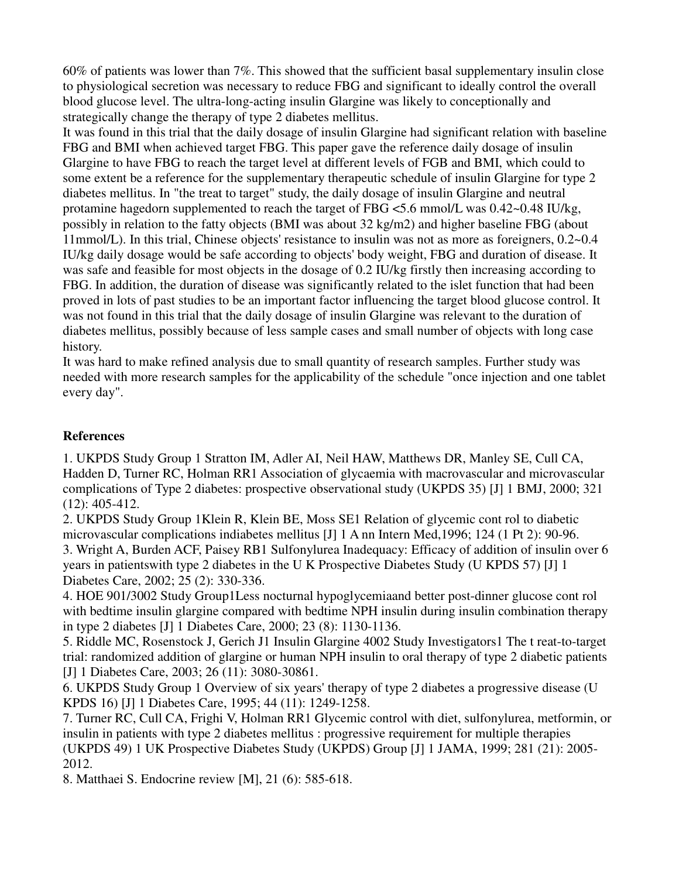60% of patients was lower than 7%. This showed that the sufficient basal supplementary insulin close to physiological secretion was necessary to reduce FBG and significant to ideally control the overall blood glucose level. The ultra-long-acting insulin Glargine was likely to conceptionally and strategically change the therapy of type 2 diabetes mellitus.

It was found in this trial that the daily dosage of insulin Glargine had significant relation with baseline FBG and BMI when achieved target FBG. This paper gave the reference daily dosage of insulin Glargine to have FBG to reach the target level at different levels of FGB and BMI, which could to some extent be a reference for the supplementary therapeutic schedule of insulin Glargine for type 2 diabetes mellitus. In "the treat to target" study, the daily dosage of insulin Glargine and neutral protamine hagedorn supplemented to reach the target of FBG <5.6 mmol/L was 0.42~0.48 IU/kg, possibly in relation to the fatty objects (BMI was about 32 kg/m2) and higher baseline FBG (about 11mmol/L). In this trial, Chinese objects' resistance to insulin was not as more as foreigners, 0.2~0.4 IU/kg daily dosage would be safe according to objects' body weight, FBG and duration of disease. It was safe and feasible for most objects in the dosage of 0.2 IU/kg firstly then increasing according to FBG. In addition, the duration of disease was significantly related to the islet function that had been proved in lots of past studies to be an important factor influencing the target blood glucose control. It was not found in this trial that the daily dosage of insulin Glargine was relevant to the duration of diabetes mellitus, possibly because of less sample cases and small number of objects with long case history.

It was hard to make refined analysis due to small quantity of research samples. Further study was needed with more research samples for the applicability of the schedule "once injection and one tablet every day".

**References**

1. UKPDS Study Group 1 Stratton IM, Adler AI, Neil HAW, Matthews DR, Manley SE, Cull CA, Hadden D, Turner RC, Holman RR1 Association of glycaemia with macrovascular and microvascular complications of Type 2 diabetes: prospective observational study (UKPDS 35) [J] 1 BMJ, 2000; 321 (12): 405-412.
2. UKPDS Study Group 1Klein R, Klein BE, Moss SE1 Relation of glycemic cont rol to diabetic microvascular complications indiabetes mellitus [J] 1 A nn Intern Med,1996; 124 (1 Pt 2): 90-96.
3. Wright A, Burden ACF, Paisey RB1 Sulfonylurea Inadequacy: Efficacy of addition of insulin over 6 years in patientswith type 2 diabetes in the U K Prospective Diabetes Study (U KPDS 57) [J] 1 Diabetes Care, 2002; 25 (2): 330-336.
4. HOE 901/3002 Study Group1Less nocturnal hypoglycemiaand better post-dinner glucose cont rol with bedtime insulin glargine compared with bedtime NPH insulin during insulin combination therapy in type 2 diabetes [J] 1 Diabetes Care, 2000; 23 (8): 1130-1136.
5. Riddle MC, Rosenstock J, Gerich J1 Insulin Glargine 4002 Study Investigators1 The t reat-to-target trial: randomized addition of glargine or human NPH insulin to oral therapy of type 2 diabetic patients [J] 1 Diabetes Care, 2003; 26 (11): 3080-30861.
6. UKPDS Study Group 1 Overview of six years' therapy of type 2 diabetes a progressive disease (U KPDS 16) [J] 1 Diabetes Care, 1995; 44 (11): 1249-1258.
7. Turner RC, Cull CA, Frighi V, Holman RR1 Glycemic control with diet, sulfonylurea, metformin, or insulin in patients with type 2 diabetes mellitus : progressive requirement for multiple therapies (UKPDS 49) 1 UK Prospective Diabetes Study (UKPDS) Group [J] 1 JAMA, 1999; 281 (21): 2005-2012.
8. Matthaei S. Endocrine review [M], 21 (6): 585-618.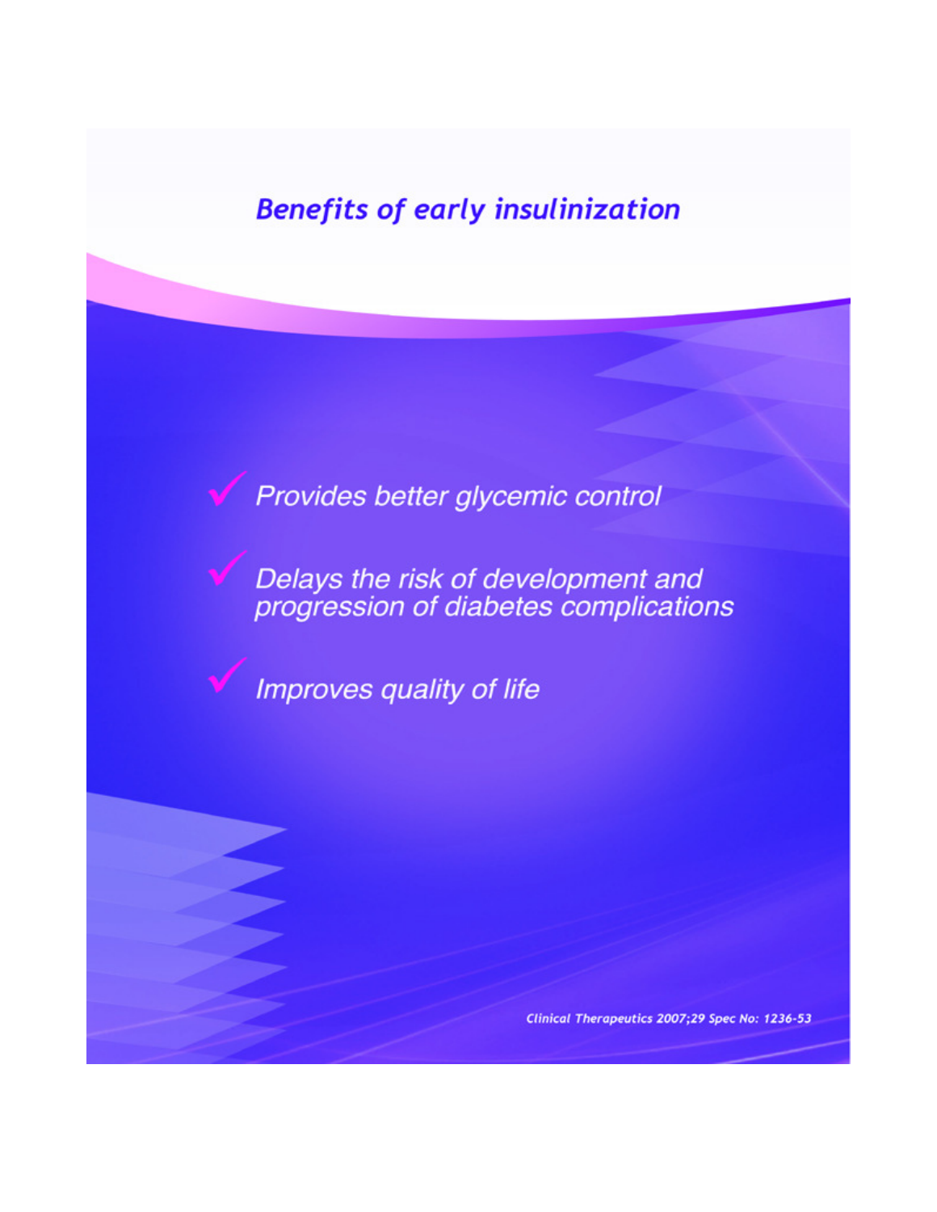## *Benefits of early insulinization*

- *Provides better glycemic control*
- *Delays the risk of development and progression of diabetes complications*
- *Improves quality of life*

*Clinical Therapeutics 2007;29 Spec No: 1236-53*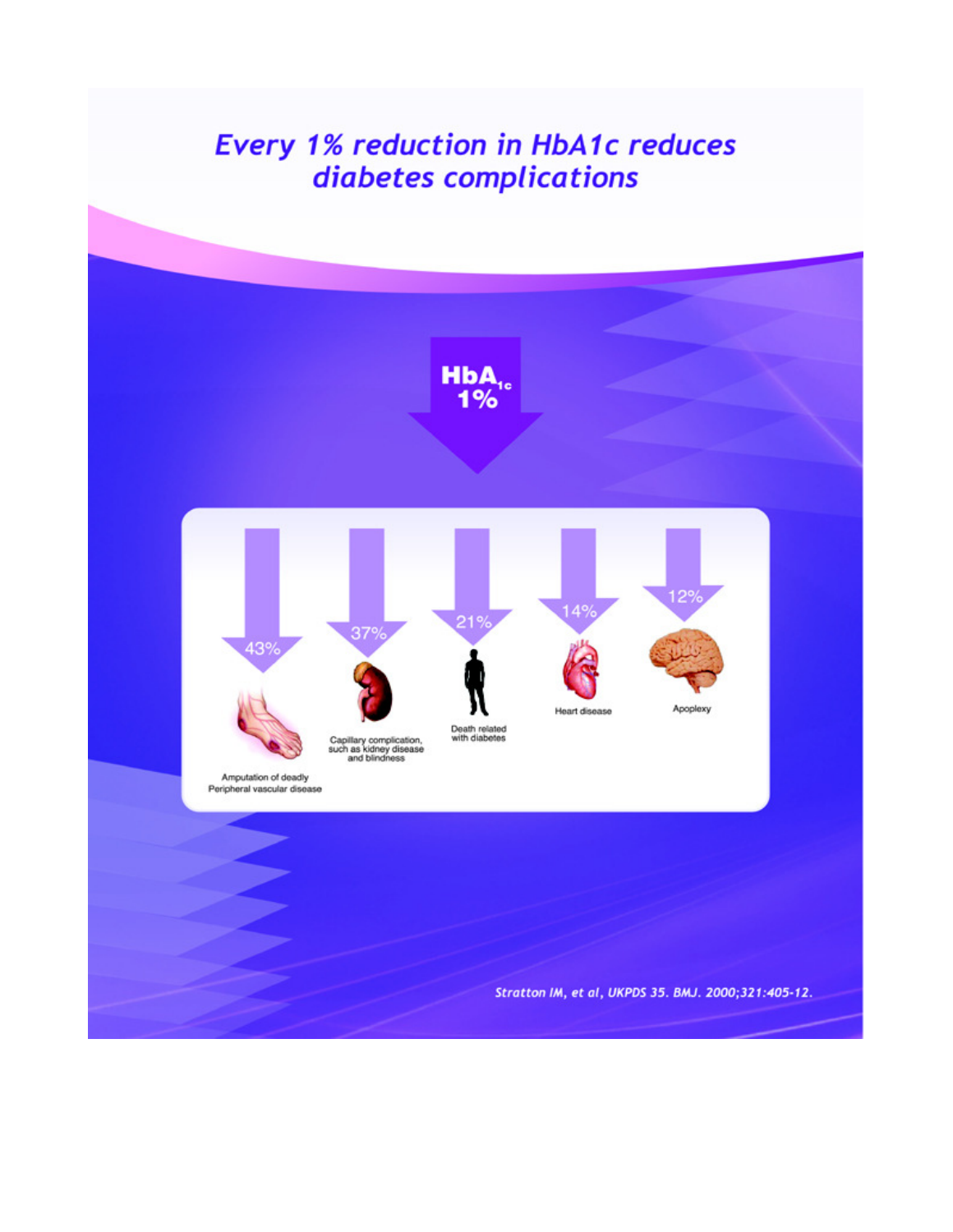# Every 1% reduction in HbA1c reduces diabetes complications

$HbA_{1c}$
1%

43%

Amputation of deadly Peripheral vascular disease

37%

Capillary complication, such as kidney disease and blindness

21%

Death related with diabetes

14%

Heart disease

12%

Apoplexy

*Stratton IM, et al, UKPDS 35. BMJ. 2000;321:405-12.*